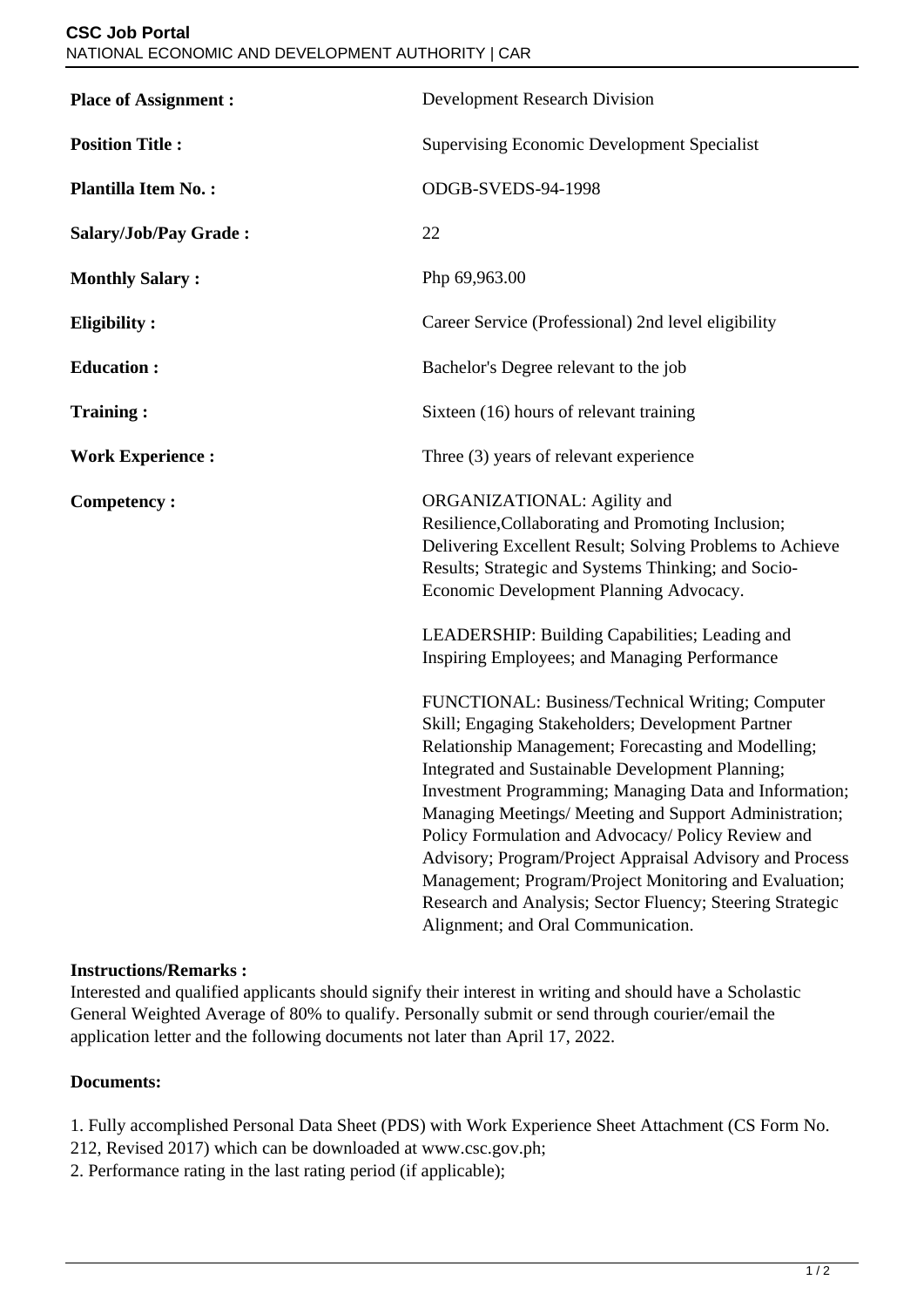**CSC Job Portal**
NATIONAL ECONOMIC AND DEVELOPMENT AUTHORITY | CAR

| | |
|---|---|
| **Place of Assignment :** | Development Research Division |
| **Position Title :** | Supervising Economic Development Specialist |
| **Plantilla Item No. :** | ODGB-SVEDS-94-1998 |
| **Salary/Job/Pay Grade :** | 22 |
| **Monthly Salary :** | Php 69,963.00 |
| **Eligibility :** | Career Service (Professional) 2nd level eligibility |
| **Education :** | Bachelor's Degree relevant to the job |
| **Training :** | Sixteen (16) hours of relevant training |
| **Work Experience :** | Three (3) years of relevant experience |
| **Competency :** | ORGANIZATIONAL: Agility and Resilience,Collaborating and Promoting Inclusion; Delivering Excellent Result; Solving Problems to Achieve Results; Strategic and Systems Thinking; and Socio-Economic Development Planning Advocacy.<br><br>LEADERSHIP: Building Capabilities; Leading and Inspiring Employees; and Managing Performance<br><br>FUNCTIONAL: Business/Technical Writing; Computer Skill; Engaging Stakeholders; Development Partner Relationship Management; Forecasting and Modelling; Integrated and Sustainable Development Planning; Investment Programming; Managing Data and Information; Managing Meetings/ Meeting and Support Administration; Policy Formulation and Advocacy/ Policy Review and Advisory; Program/Project Appraisal Advisory and Process Management; Program/Project Monitoring and Evaluation; Research and Analysis; Sector Fluency; Steering Strategic Alignment; and Oral Communication. |

**Instructions/Remarks :**
Interested and qualified applicants should signify their interest in writing and should have a Scholastic General Weighted Average of 80% to qualify. Personally submit or send through courier/email the application letter and the following documents not later than April 17, 2022.

**Documents:**

1. Fully accomplished Personal Data Sheet (PDS) with Work Experience Sheet Attachment (CS Form No. 212, Revised 2017) which can be downloaded at www.csc.gov.ph;
2. Performance rating in the last rating period (if applicable);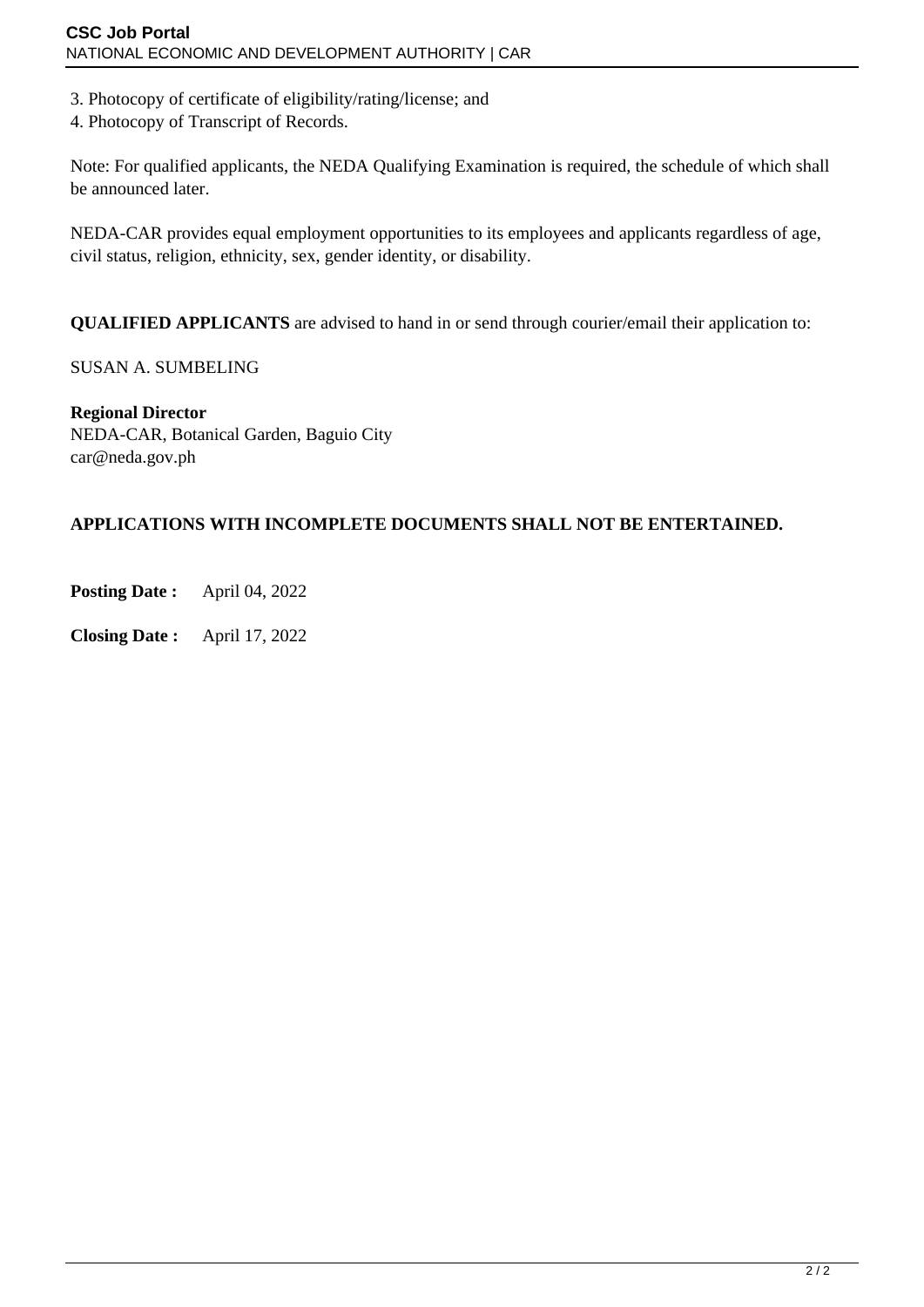3. Photocopy of certificate of eligibility/rating/license; and
4. Photocopy of Transcript of Records.

Note: For qualified applicants, the NEDA Qualifying Examination is required, the schedule of which shall be announced later.

NEDA-CAR provides equal employment opportunities to its employees and applicants regardless of age, civil status, religion, ethnicity, sex, gender identity, or disability.

**QUALIFIED APPLICANTS** are advised to hand in or send through courier/email their application to:

SUSAN A. SUMBELING

**Regional Director**
NEDA-CAR, Botanical Garden, Baguio City
car@neda.gov.ph

**APPLICATIONS WITH INCOMPLETE DOCUMENTS SHALL NOT BE ENTERTAINED.**

**Posting Date :** April 04, 2022

**Closing Date :** April 17, 2022